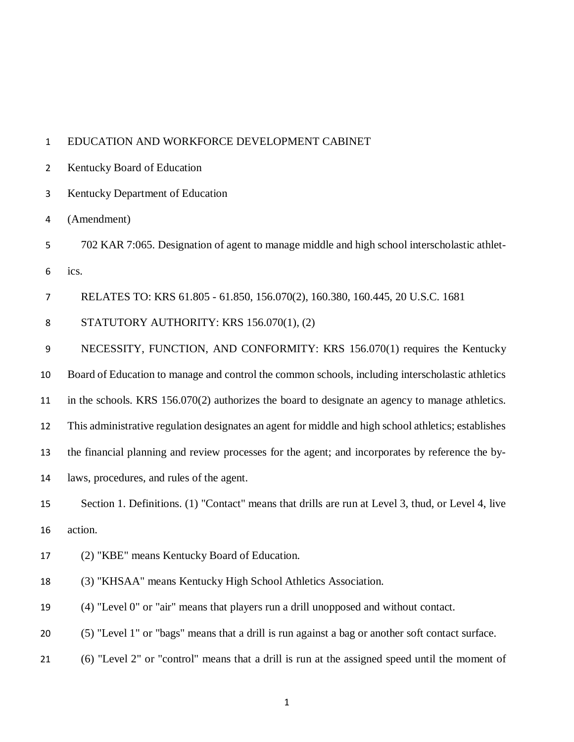EDUCATION AND WORKFORCE DEVELOPMENT CABINET

Kentucky Board of Education

Kentucky Department of Education

(Amendment)

702 KAR 7:065. Designation of agent to manage middle and high school interscholastic athletics.

RELATES TO: KRS 61.805 - 61.850, 156.070(2), 160.380, 160.445, 20 U.S.C. 1681

STATUTORY AUTHORITY: KRS 156.070(1), (2)

NECESSITY, FUNCTION, AND CONFORMITY: KRS 156.070(1) requires the Kentucky Board of Education to manage and control the common schools, including interscholastic athletics in the schools. KRS 156.070(2) authorizes the board to designate an agency to manage athletics. This administrative regulation designates an agent for middle and high school athletics; establishes the financial planning and review processes for the agent; and incorporates by reference the by-laws, procedures, and rules of the agent.

Section 1. Definitions. (1) "Contact" means that drills are run at Level 3, thud, or Level 4, live action.

(2) "KBE" means Kentucky Board of Education.

(3) "KHSAA" means Kentucky High School Athletics Association.

(4) "Level 0" or "air" means that players run a drill unopposed and without contact.

(5) "Level 1" or "bags" means that a drill is run against a bag or another soft contact surface.

(6) "Level 2" or "control" means that a drill is run at the assigned speed until the moment of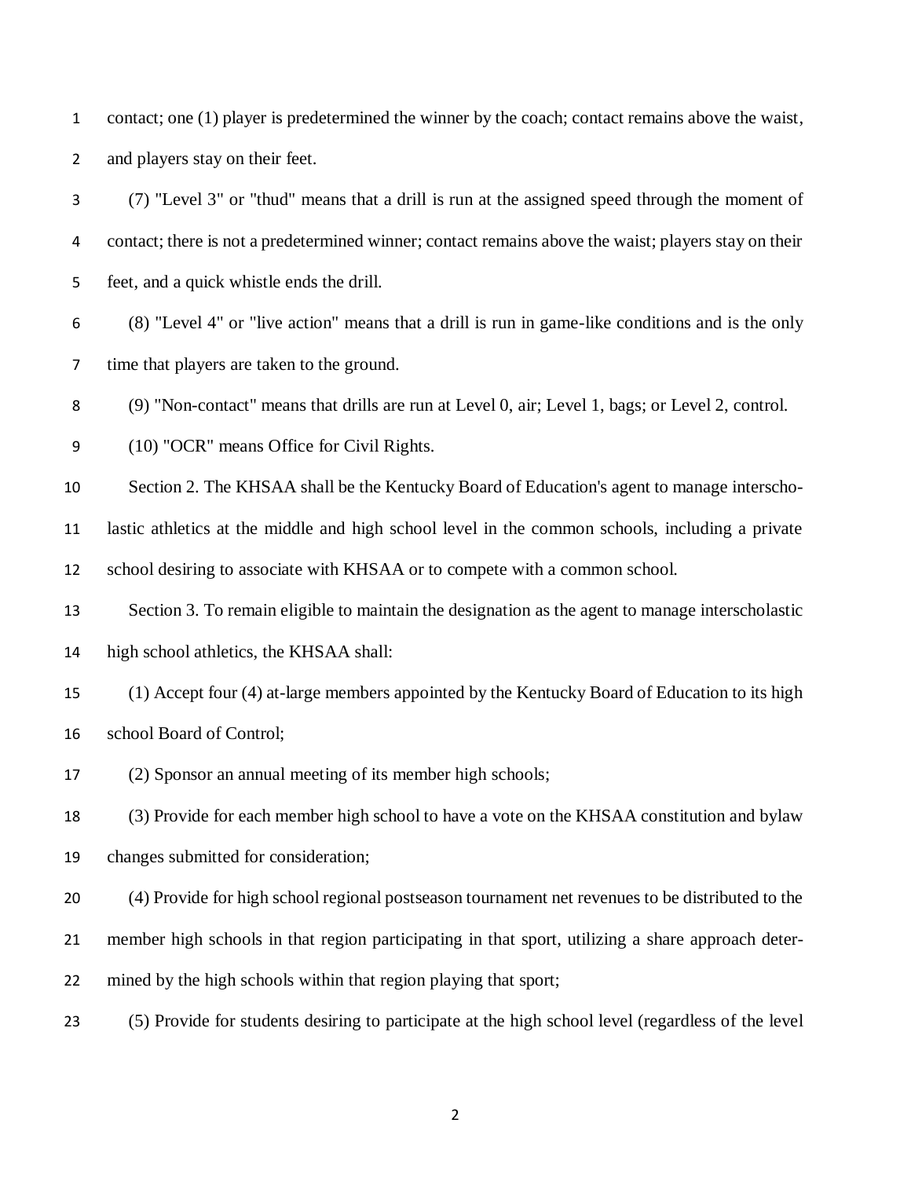contact; one (1) player is predetermined the winner by the coach; contact remains above the waist, and players stay on their feet.

(7) "Level 3" or "thud" means that a drill is run at the assigned speed through the moment of contact; there is not a predetermined winner; contact remains above the waist; players stay on their feet, and a quick whistle ends the drill.

(8) "Level 4" or "live action" means that a drill is run in game-like conditions and is the only time that players are taken to the ground.

(9) "Non-contact" means that drills are run at Level 0, air; Level 1, bags; or Level 2, control.

(10) "OCR" means Office for Civil Rights.

Section 2. The KHSAA shall be the Kentucky Board of Education's agent to manage interscholastic athletics at the middle and high school level in the common schools, including a private school desiring to associate with KHSAA or to compete with a common school.

Section 3. To remain eligible to maintain the designation as the agent to manage interscholastic high school athletics, the KHSAA shall:

(1) Accept four (4) at-large members appointed by the Kentucky Board of Education to its high school Board of Control;

(2) Sponsor an annual meeting of its member high schools;

(3) Provide for each member high school to have a vote on the KHSAA constitution and bylaw changes submitted for consideration;

(4) Provide for high school regional postseason tournament net revenues to be distributed to the member high schools in that region participating in that sport, utilizing a share approach determined by the high schools within that region playing that sport;

(5) Provide for students desiring to participate at the high school level (regardless of the level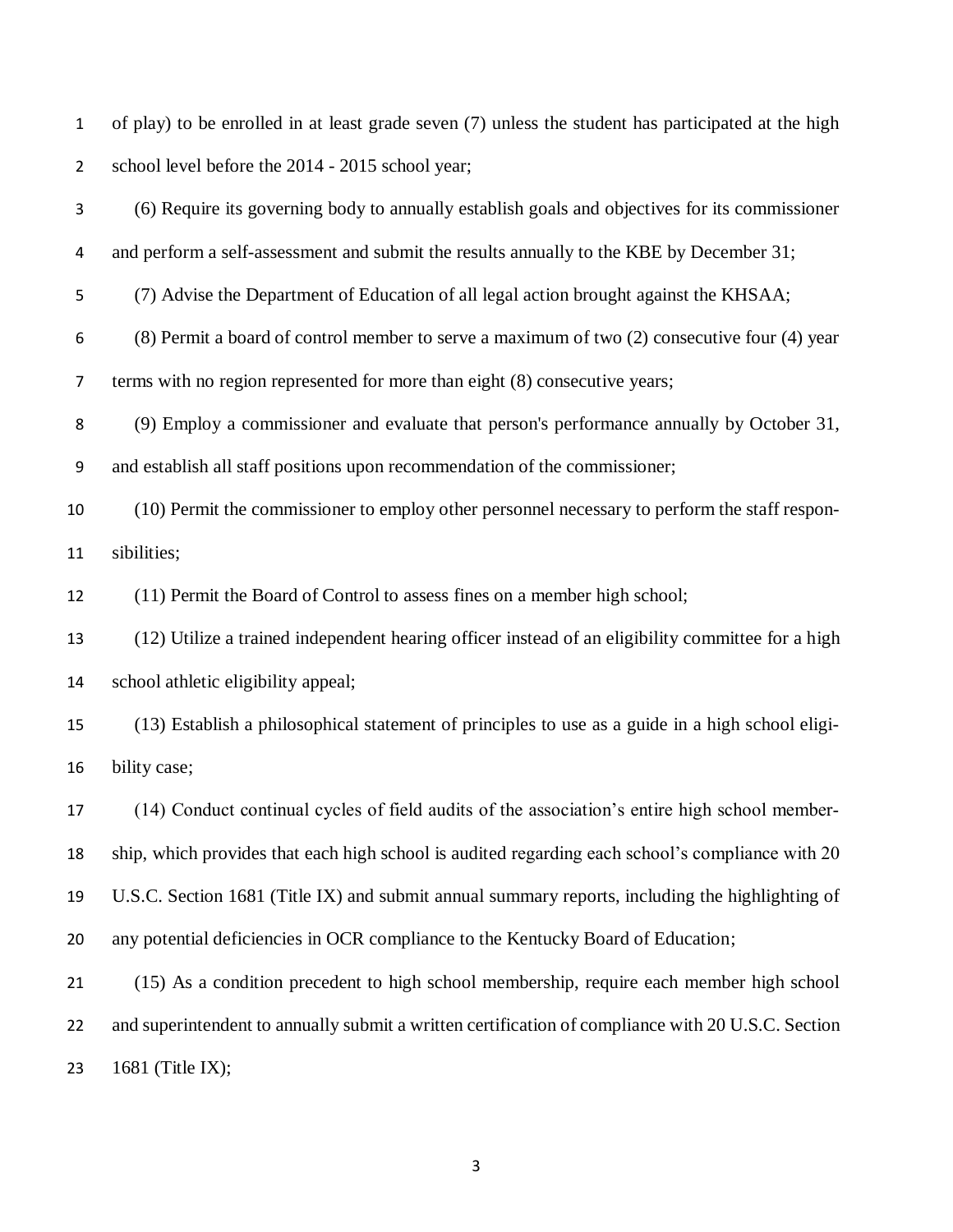of play) to be enrolled in at least grade seven (7) unless the student has participated at the high school level before the 2014 - 2015 school year;

(6) Require its governing body to annually establish goals and objectives for its commissioner and perform a self-assessment and submit the results annually to the KBE by December 31;

(7) Advise the Department of Education of all legal action brought against the KHSAA;

(8) Permit a board of control member to serve a maximum of two (2) consecutive four (4) year terms with no region represented for more than eight (8) consecutive years;

(9) Employ a commissioner and evaluate that person's performance annually by October 31, and establish all staff positions upon recommendation of the commissioner;

(10) Permit the commissioner to employ other personnel necessary to perform the staff responsibilities;

(11) Permit the Board of Control to assess fines on a member high school;

(12) Utilize a trained independent hearing officer instead of an eligibility committee for a high school athletic eligibility appeal;

(13) Establish a philosophical statement of principles to use as a guide in a high school eligibility case;

(14) Conduct continual cycles of field audits of the association's entire high school membership, which provides that each high school is audited regarding each school's compliance with 20 U.S.C. Section 1681 (Title IX) and submit annual summary reports, including the highlighting of any potential deficiencies in OCR compliance to the Kentucky Board of Education;

(15) As a condition precedent to high school membership, require each member high school and superintendent to annually submit a written certification of compliance with 20 U.S.C. Section 1681 (Title IX);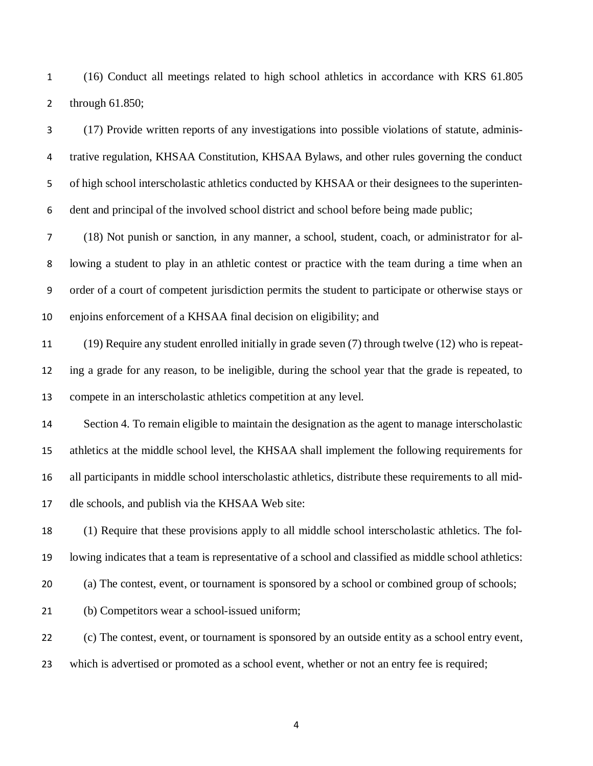(16) Conduct all meetings related to high school athletics in accordance with KRS 61.805 through 61.850;

(17) Provide written reports of any investigations into possible violations of statute, administrative regulation, KHSAA Constitution, KHSAA Bylaws, and other rules governing the conduct of high school interscholastic athletics conducted by KHSAA or their designees to the superintendent and principal of the involved school district and school before being made public;

(18) Not punish or sanction, in any manner, a school, student, coach, or administrator for allowing a student to play in an athletic contest or practice with the team during a time when an order of a court of competent jurisdiction permits the student to participate or otherwise stays or enjoins enforcement of a KHSAA final decision on eligibility; and

(19) Require any student enrolled initially in grade seven (7) through twelve (12) who is repeating a grade for any reason, to be ineligible, during the school year that the grade is repeated, to compete in an interscholastic athletics competition at any level.

Section 4. To remain eligible to maintain the designation as the agent to manage interscholastic athletics at the middle school level, the KHSAA shall implement the following requirements for all participants in middle school interscholastic athletics, distribute these requirements to all middle schools, and publish via the KHSAA Web site:

(1) Require that these provisions apply to all middle school interscholastic athletics. The following indicates that a team is representative of a school and classified as middle school athletics:

(a) The contest, event, or tournament is sponsored by a school or combined group of schools;

(b) Competitors wear a school-issued uniform;

(c) The contest, event, or tournament is sponsored by an outside entity as a school entry event, which is advertised or promoted as a school event, whether or not an entry fee is required;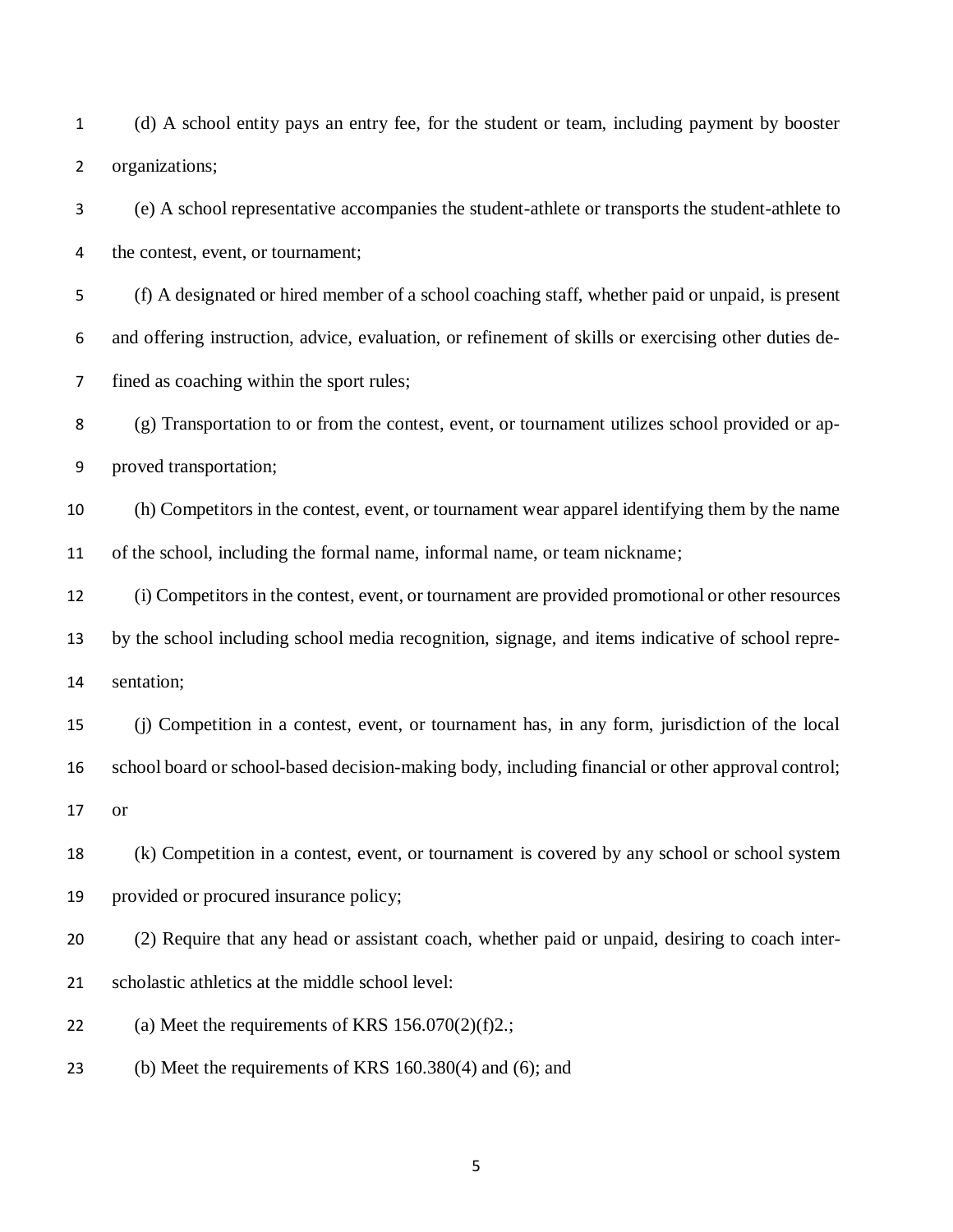(d) A school entity pays an entry fee, for the student or team, including payment by booster organizations;

(e) A school representative accompanies the student-athlete or transports the student-athlete to the contest, event, or tournament;

(f) A designated or hired member of a school coaching staff, whether paid or unpaid, is present and offering instruction, advice, evaluation, or refinement of skills or exercising other duties defined as coaching within the sport rules;

(g) Transportation to or from the contest, event, or tournament utilizes school provided or approved transportation;

(h) Competitors in the contest, event, or tournament wear apparel identifying them by the name of the school, including the formal name, informal name, or team nickname;

(i) Competitors in the contest, event, or tournament are provided promotional or other resources by the school including school media recognition, signage, and items indicative of school representation;

(j) Competition in a contest, event, or tournament has, in any form, jurisdiction of the local school board or school-based decision-making body, including financial or other approval control; or

(k) Competition in a contest, event, or tournament is covered by any school or school system provided or procured insurance policy;

(2) Require that any head or assistant coach, whether paid or unpaid, desiring to coach interscholastic athletics at the middle school level:

(a) Meet the requirements of KRS 156.070(2)(f)2.;

(b) Meet the requirements of KRS 160.380(4) and (6); and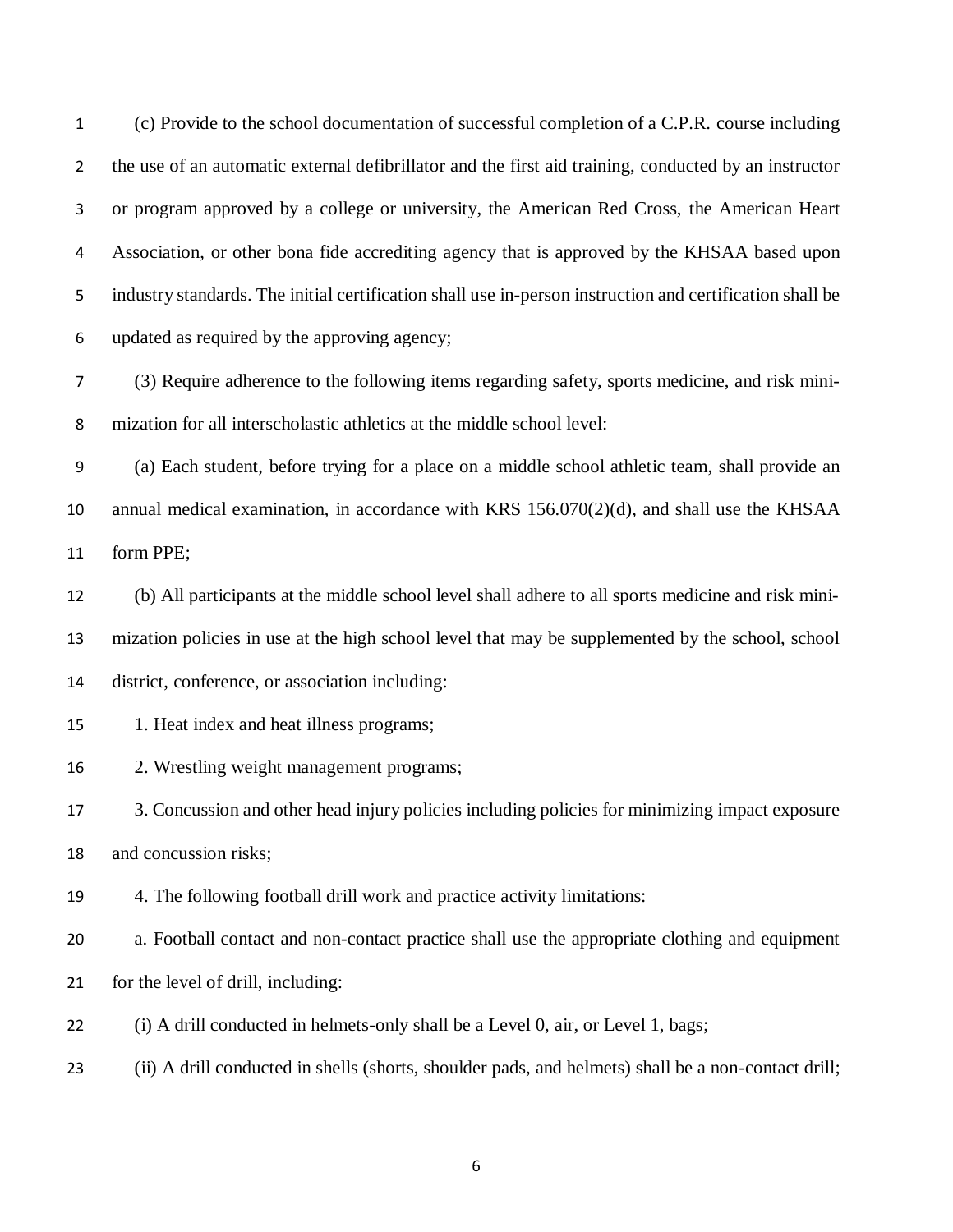(c) Provide to the school documentation of successful completion of a C.P.R. course including the use of an automatic external defibrillator and the first aid training, conducted by an instructor or program approved by a college or university, the American Red Cross, the American Heart Association, or other bona fide accrediting agency that is approved by the KHSAA based upon industry standards. The initial certification shall use in-person instruction and certification shall be updated as required by the approving agency;

(3) Require adherence to the following items regarding safety, sports medicine, and risk minimization for all interscholastic athletics at the middle school level:

(a) Each student, before trying for a place on a middle school athletic team, shall provide an annual medical examination, in accordance with KRS 156.070(2)(d), and shall use the KHSAA form PPE;

(b) All participants at the middle school level shall adhere to all sports medicine and risk minimization policies in use at the high school level that may be supplemented by the school, school district, conference, or association including:

1. Heat index and heat illness programs;

2. Wrestling weight management programs;

3. Concussion and other head injury policies including policies for minimizing impact exposure and concussion risks;

4. The following football drill work and practice activity limitations:

a. Football contact and non-contact practice shall use the appropriate clothing and equipment for the level of drill, including:

(i) A drill conducted in helmets-only shall be a Level 0, air, or Level 1, bags;

(ii) A drill conducted in shells (shorts, shoulder pads, and helmets) shall be a non-contact drill;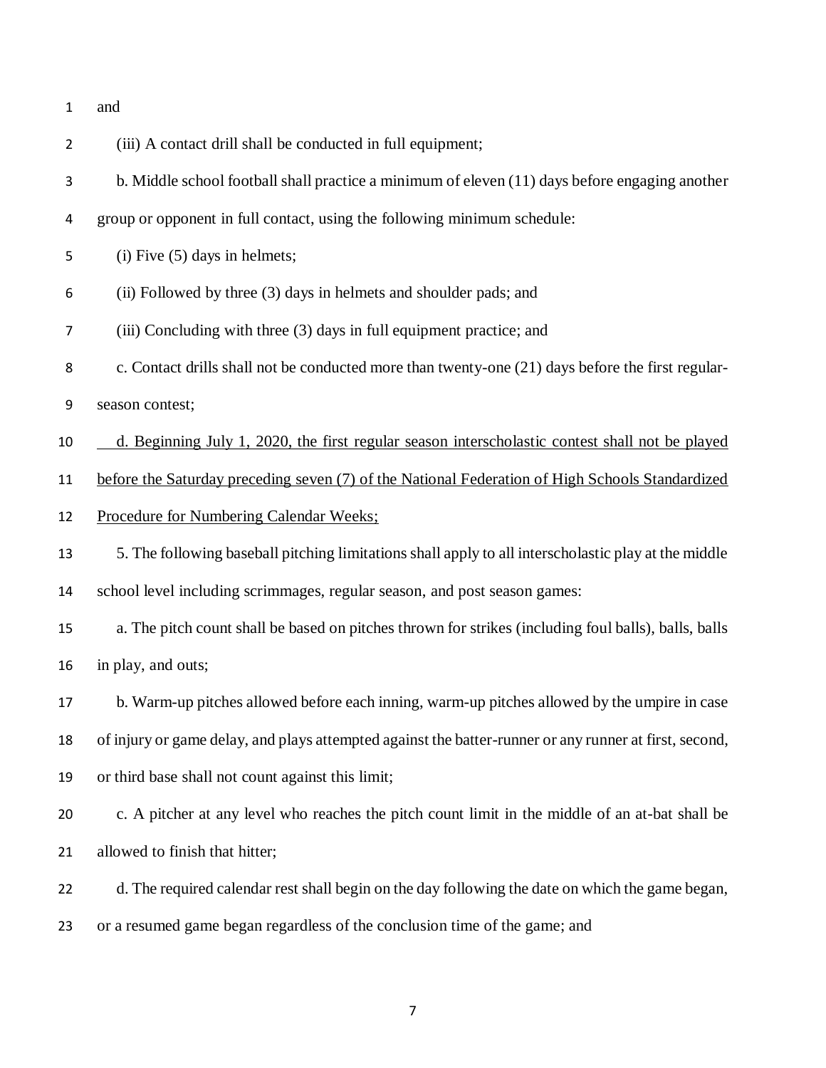and

(iii) A contact drill shall be conducted in full equipment;

b. Middle school football shall practice a minimum of eleven (11) days before engaging another group or opponent in full contact, using the following minimum schedule:

(i) Five (5) days in helmets;

(ii) Followed by three (3) days in helmets and shoulder pads; and

(iii) Concluding with three (3) days in full equipment practice; and

c. Contact drills shall not be conducted more than twenty-one (21) days before the first regular-season contest;

<u>d. Beginning July 1, 2020, the first regular season interscholastic contest shall not be played before the Saturday preceding seven (7) of the National Federation of High Schools Standardized Procedure for Numbering Calendar Weeks;</u>

5. The following baseball pitching limitations shall apply to all interscholastic play at the middle school level including scrimmages, regular season, and post season games:

a. The pitch count shall be based on pitches thrown for strikes (including foul balls), balls, balls in play, and outs;

b. Warm-up pitches allowed before each inning, warm-up pitches allowed by the umpire in case of injury or game delay, and plays attempted against the batter-runner or any runner at first, second, or third base shall not count against this limit;

c. A pitcher at any level who reaches the pitch count limit in the middle of an at-bat shall be allowed to finish that hitter;

d. The required calendar rest shall begin on the day following the date on which the game began, or a resumed game began regardless of the conclusion time of the game; and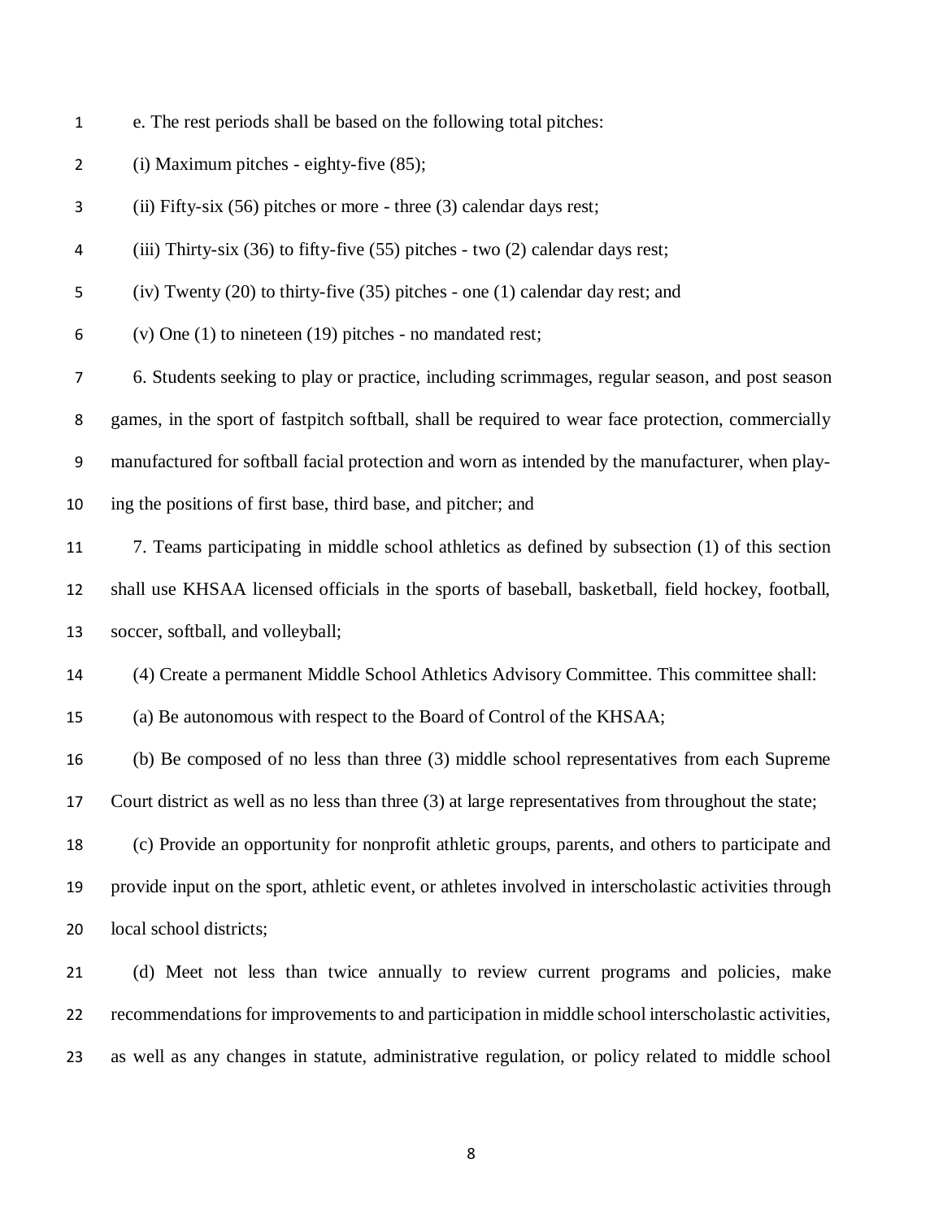e. The rest periods shall be based on the following total pitches:

(i) Maximum pitches - eighty-five (85);

(ii) Fifty-six (56) pitches or more - three (3) calendar days rest;

(iii) Thirty-six (36) to fifty-five (55) pitches - two (2) calendar days rest;

(iv) Twenty (20) to thirty-five (35) pitches - one (1) calendar day rest; and

(v) One (1) to nineteen (19) pitches - no mandated rest;

6. Students seeking to play or practice, including scrimmages, regular season, and post season games, in the sport of fastpitch softball, shall be required to wear face protection, commercially manufactured for softball facial protection and worn as intended by the manufacturer, when playing the positions of first base, third base, and pitcher; and

7. Teams participating in middle school athletics as defined by subsection (1) of this section shall use KHSAA licensed officials in the sports of baseball, basketball, field hockey, football, soccer, softball, and volleyball;

(4) Create a permanent Middle School Athletics Advisory Committee. This committee shall:

(a) Be autonomous with respect to the Board of Control of the KHSAA;

(b) Be composed of no less than three (3) middle school representatives from each Supreme Court district as well as no less than three (3) at large representatives from throughout the state;

(c) Provide an opportunity for nonprofit athletic groups, parents, and others to participate and provide input on the sport, athletic event, or athletes involved in interscholastic activities through local school districts;

(d) Meet not less than twice annually to review current programs and policies, make recommendations for improvements to and participation in middle school interscholastic activities, as well as any changes in statute, administrative regulation, or policy related to middle school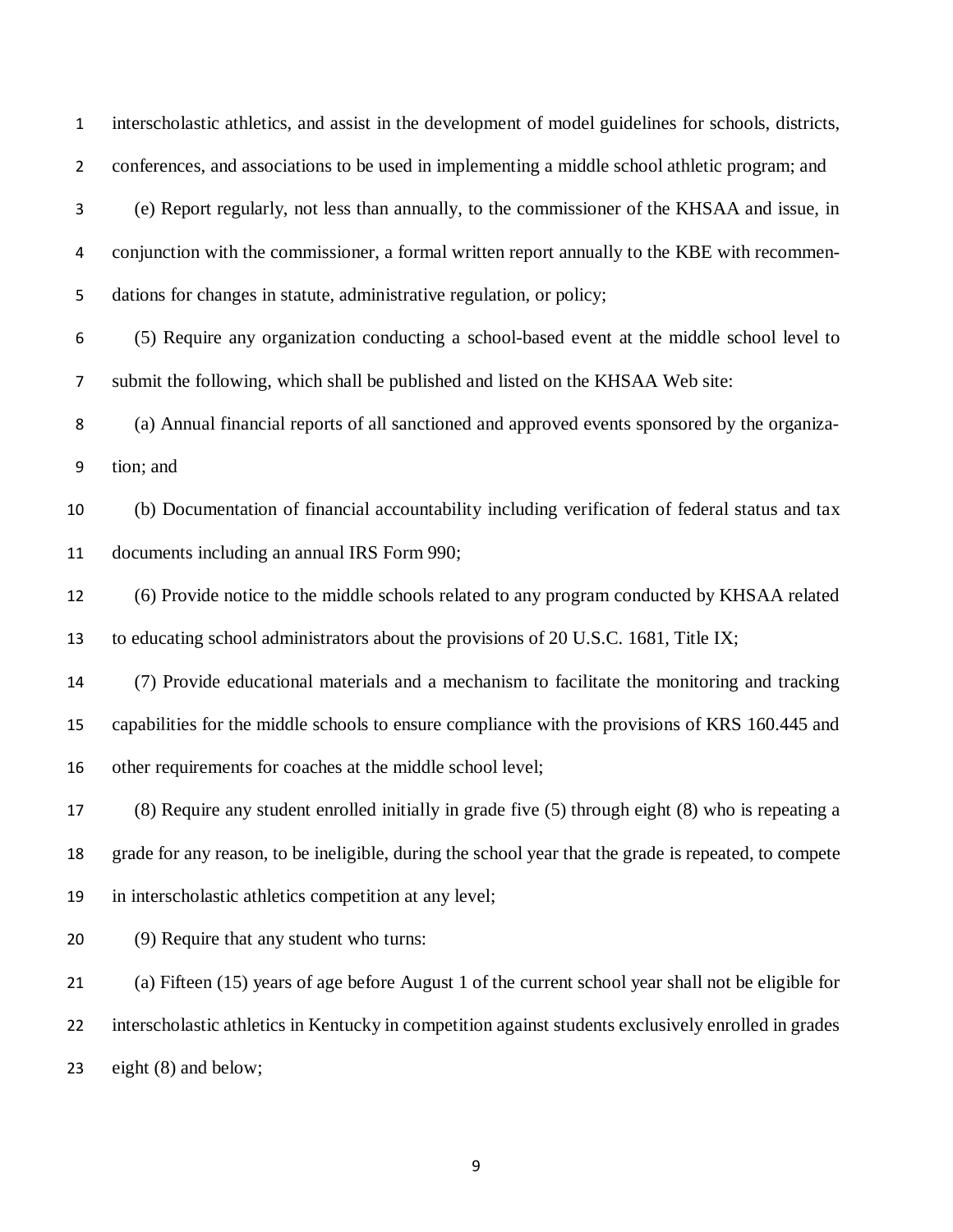interscholastic athletics, and assist in the development of model guidelines for schools, districts, conferences, and associations to be used in implementing a middle school athletic program; and

(e) Report regularly, not less than annually, to the commissioner of the KHSAA and issue, in conjunction with the commissioner, a formal written report annually to the KBE with recommendations for changes in statute, administrative regulation, or policy;

(5) Require any organization conducting a school-based event at the middle school level to submit the following, which shall be published and listed on the KHSAA Web site:

(a) Annual financial reports of all sanctioned and approved events sponsored by the organization; and

(b) Documentation of financial accountability including verification of federal status and tax documents including an annual IRS Form 990;

(6) Provide notice to the middle schools related to any program conducted by KHSAA related to educating school administrators about the provisions of 20 U.S.C. 1681, Title IX;

(7) Provide educational materials and a mechanism to facilitate the monitoring and tracking capabilities for the middle schools to ensure compliance with the provisions of KRS 160.445 and other requirements for coaches at the middle school level;

(8) Require any student enrolled initially in grade five (5) through eight (8) who is repeating a grade for any reason, to be ineligible, during the school year that the grade is repeated, to compete in interscholastic athletics competition at any level;

(9) Require that any student who turns:

(a) Fifteen (15) years of age before August 1 of the current school year shall not be eligible for interscholastic athletics in Kentucky in competition against students exclusively enrolled in grades eight (8) and below;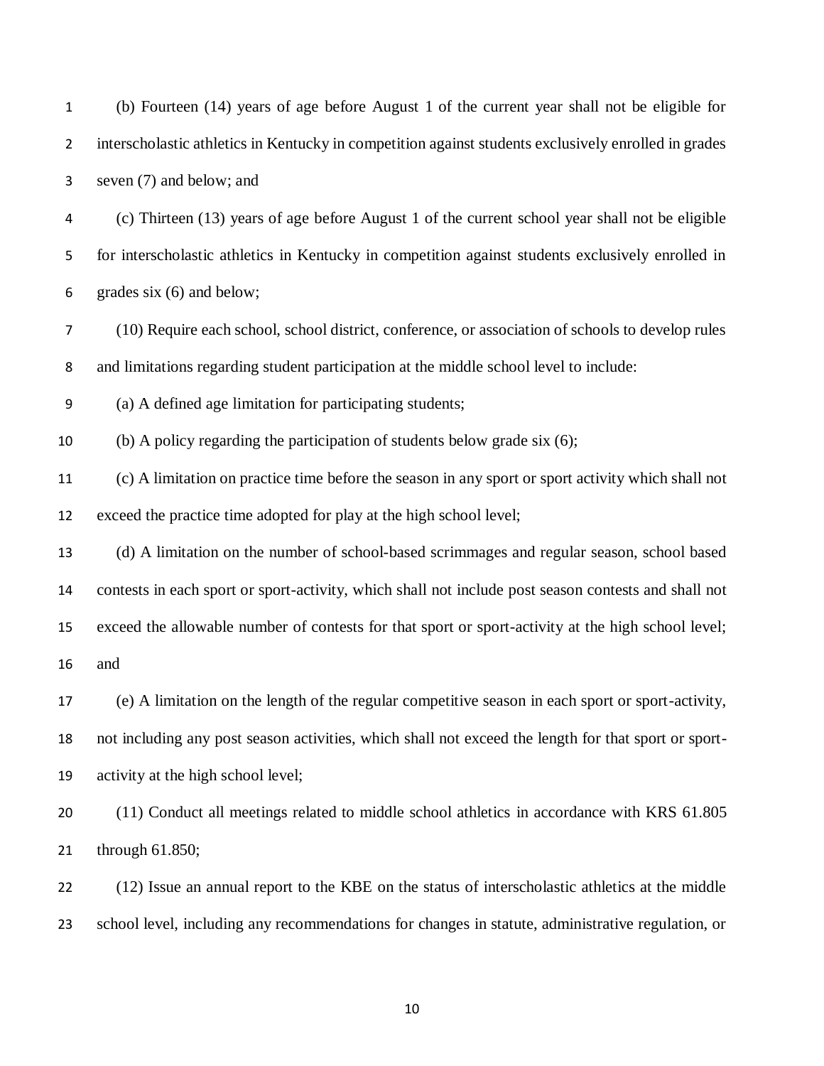(b) Fourteen (14) years of age before August 1 of the current year shall not be eligible for interscholastic athletics in Kentucky in competition against students exclusively enrolled in grades seven (7) and below; and

(c) Thirteen (13) years of age before August 1 of the current school year shall not be eligible for interscholastic athletics in Kentucky in competition against students exclusively enrolled in grades six (6) and below;

(10) Require each school, school district, conference, or association of schools to develop rules and limitations regarding student participation at the middle school level to include:

(a) A defined age limitation for participating students;

(b) A policy regarding the participation of students below grade six (6);

(c) A limitation on practice time before the season in any sport or sport activity which shall not exceed the practice time adopted for play at the high school level;

(d) A limitation on the number of school-based scrimmages and regular season, school based contests in each sport or sport-activity, which shall not include post season contests and shall not exceed the allowable number of contests for that sport or sport-activity at the high school level; and

(e) A limitation on the length of the regular competitive season in each sport or sport-activity, not including any post season activities, which shall not exceed the length for that sport or sport-activity at the high school level;

(11) Conduct all meetings related to middle school athletics in accordance with KRS 61.805 through 61.850;

(12) Issue an annual report to the KBE on the status of interscholastic athletics at the middle school level, including any recommendations for changes in statute, administrative regulation, or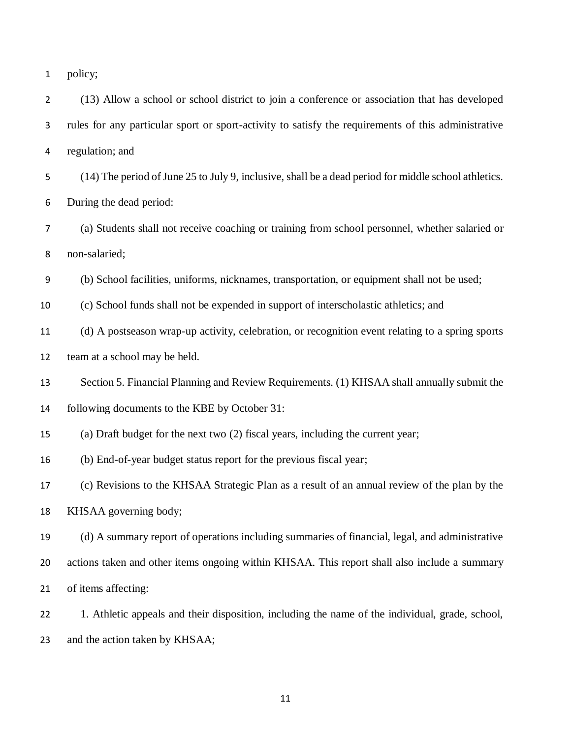policy;

(13) Allow a school or school district to join a conference or association that has developed rules for any particular sport or sport-activity to satisfy the requirements of this administrative regulation; and

(14) The period of June 25 to July 9, inclusive, shall be a dead period for middle school athletics. During the dead period:

(a) Students shall not receive coaching or training from school personnel, whether salaried or non-salaried;

(b) School facilities, uniforms, nicknames, transportation, or equipment shall not be used;

(c) School funds shall not be expended in support of interscholastic athletics; and

(d) A postseason wrap-up activity, celebration, or recognition event relating to a spring sports team at a school may be held.

Section 5. Financial Planning and Review Requirements. (1) KHSAA shall annually submit the following documents to the KBE by October 31:

(a) Draft budget for the next two (2) fiscal years, including the current year;

(b) End-of-year budget status report for the previous fiscal year;

(c) Revisions to the KHSAA Strategic Plan as a result of an annual review of the plan by the KHSAA governing body;

(d) A summary report of operations including summaries of financial, legal, and administrative actions taken and other items ongoing within KHSAA. This report shall also include a summary of items affecting:

1. Athletic appeals and their disposition, including the name of the individual, grade, school, and the action taken by KHSAA;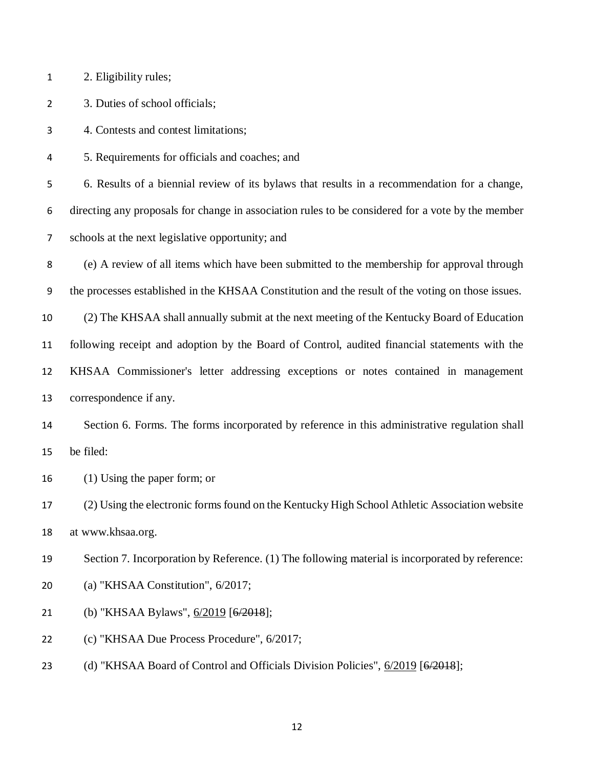2. Eligibility rules;

3. Duties of school officials;

4. Contests and contest limitations;

5. Requirements for officials and coaches; and

6. Results of a biennial review of its bylaws that results in a recommendation for a change, directing any proposals for change in association rules to be considered for a vote by the member schools at the next legislative opportunity; and

(e) A review of all items which have been submitted to the membership for approval through the processes established in the KHSAA Constitution and the result of the voting on those issues.

(2) The KHSAA shall annually submit at the next meeting of the Kentucky Board of Education following receipt and adoption by the Board of Control, audited financial statements with the KHSAA Commissioner's letter addressing exceptions or notes contained in management correspondence if any.

Section 6. Forms. The forms incorporated by reference in this administrative regulation shall be filed:

(1) Using the paper form; or

(2) Using the electronic forms found on the Kentucky High School Athletic Association website at www.khsaa.org.

Section 7. Incorporation by Reference. (1) The following material is incorporated by reference:

(a) "KHSAA Constitution", 6/2017;

(b) "KHSAA Bylaws", <u>6/2019</u> [~~6/2018~~];

(c) "KHSAA Due Process Procedure", 6/2017;

(d) "KHSAA Board of Control and Officials Division Policies", <u>6/2019</u> [~~6/2018~~];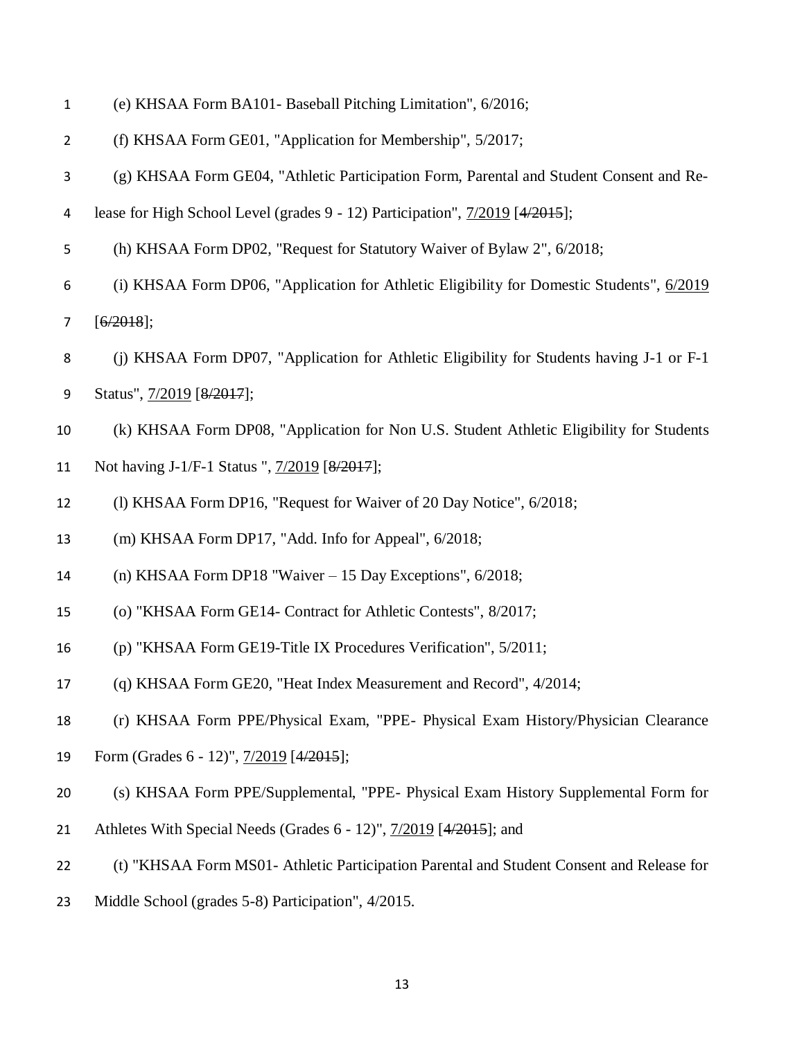(e) KHSAA Form BA101- Baseball Pitching Limitation", 6/2016;

(f) KHSAA Form GE01, "Application for Membership", 5/2017;

(g) KHSAA Form GE04, "Athletic Participation Form, Parental and Student Consent and Release for High School Level (grades 9 - 12) Participation", <u>7/2019</u> [~~4/2015~~];

(h) KHSAA Form DP02, "Request for Statutory Waiver of Bylaw 2", 6/2018;

(i) KHSAA Form DP06, "Application for Athletic Eligibility for Domestic Students", <u>6/2019</u> [~~6/2018~~];

(j) KHSAA Form DP07, "Application for Athletic Eligibility for Students having J-1 or F-1 Status", <u>7/2019</u> [~~8/2017~~];

(k) KHSAA Form DP08, "Application for Non U.S. Student Athletic Eligibility for Students Not having J-1/F-1 Status ", <u>7/2019</u> [~~8/2017~~];

(l) KHSAA Form DP16, "Request for Waiver of 20 Day Notice", 6/2018;

(m) KHSAA Form DP17, "Add. Info for Appeal", 6/2018;

(n) KHSAA Form DP18 "Waiver – 15 Day Exceptions", 6/2018;

(o) "KHSAA Form GE14- Contract for Athletic Contests", 8/2017;

(p) "KHSAA Form GE19-Title IX Procedures Verification", 5/2011;

(q) KHSAA Form GE20, "Heat Index Measurement and Record", 4/2014;

(r) KHSAA Form PPE/Physical Exam, "PPE- Physical Exam History/Physician Clearance Form (Grades 6 - 12)", <u>7/2019</u> [~~4/2015~~];

(s) KHSAA Form PPE/Supplemental, "PPE- Physical Exam History Supplemental Form for Athletes With Special Needs (Grades 6 - 12)", <u>7/2019</u> [~~4/2015~~]; and

(t) "KHSAA Form MS01- Athletic Participation Parental and Student Consent and Release for Middle School (grades 5-8) Participation", 4/2015.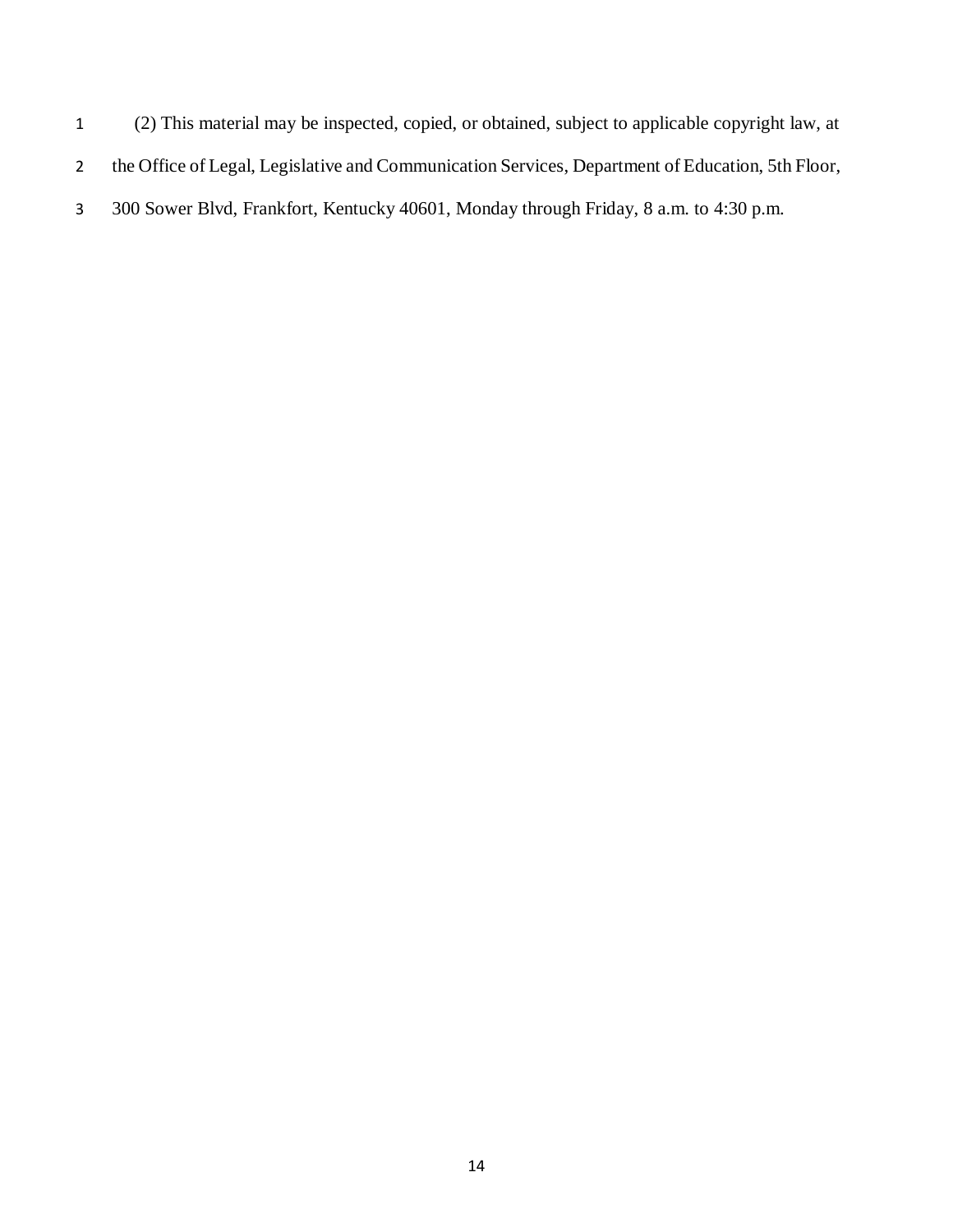(2) This material may be inspected, copied, or obtained, subject to applicable copyright law, at the Office of Legal, Legislative and Communication Services, Department of Education, 5th Floor, 300 Sower Blvd, Frankfort, Kentucky 40601, Monday through Friday, 8 a.m. to 4:30 p.m.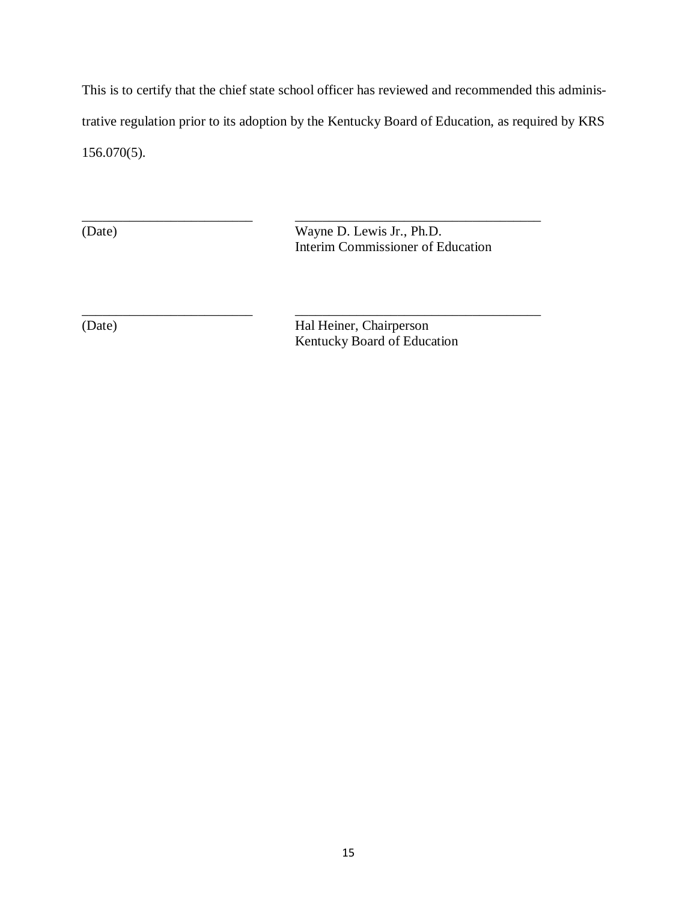This is to certify that the chief state school officer has reviewed and recommended this administrative regulation prior to its adoption by the Kentucky Board of Education, as required by KRS 156.070(5).

_________________________ &nbsp;&nbsp;&nbsp;&nbsp;&nbsp;&nbsp; ____________________________________
(Date) &nbsp;&nbsp;&nbsp;&nbsp;&nbsp;&nbsp; Wayne D. Lewis Jr., Ph.D.
Interim Commissioner of Education

_________________________ &nbsp;&nbsp;&nbsp;&nbsp;&nbsp;&nbsp; ____________________________________
(Date) &nbsp;&nbsp;&nbsp;&nbsp;&nbsp;&nbsp; Hal Heiner, Chairperson
Kentucky Board of Education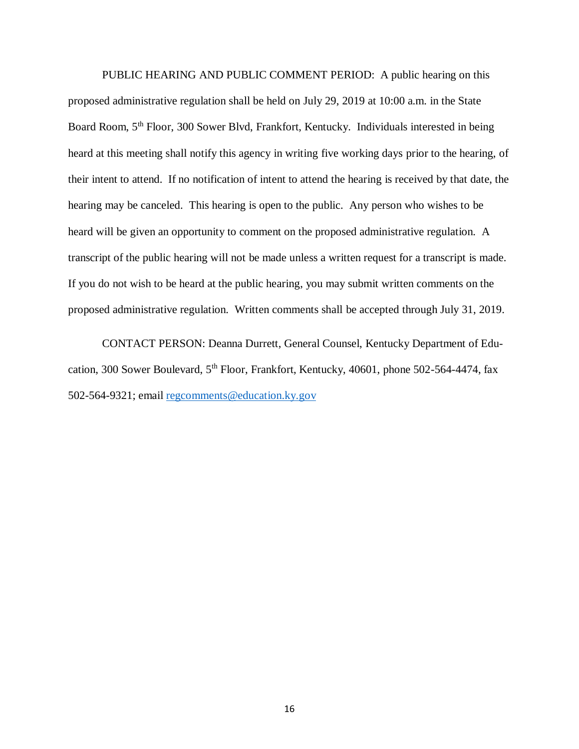PUBLIC HEARING AND PUBLIC COMMENT PERIOD: A public hearing on this proposed administrative regulation shall be held on July 29, 2019 at 10:00 a.m. in the State Board Room, 5th Floor, 300 Sower Blvd, Frankfort, Kentucky. Individuals interested in being heard at this meeting shall notify this agency in writing five working days prior to the hearing, of their intent to attend. If no notification of intent to attend the hearing is received by that date, the hearing may be canceled. This hearing is open to the public. Any person who wishes to be heard will be given an opportunity to comment on the proposed administrative regulation. A transcript of the public hearing will not be made unless a written request for a transcript is made. If you do not wish to be heard at the public hearing, you may submit written comments on the proposed administrative regulation. Written comments shall be accepted through July 31, 2019.

CONTACT PERSON: Deanna Durrett, General Counsel, Kentucky Department of Education, 300 Sower Boulevard, 5th Floor, Frankfort, Kentucky, 40601, phone 502-564-4474, fax 502-564-9321; email regcomments@education.ky.gov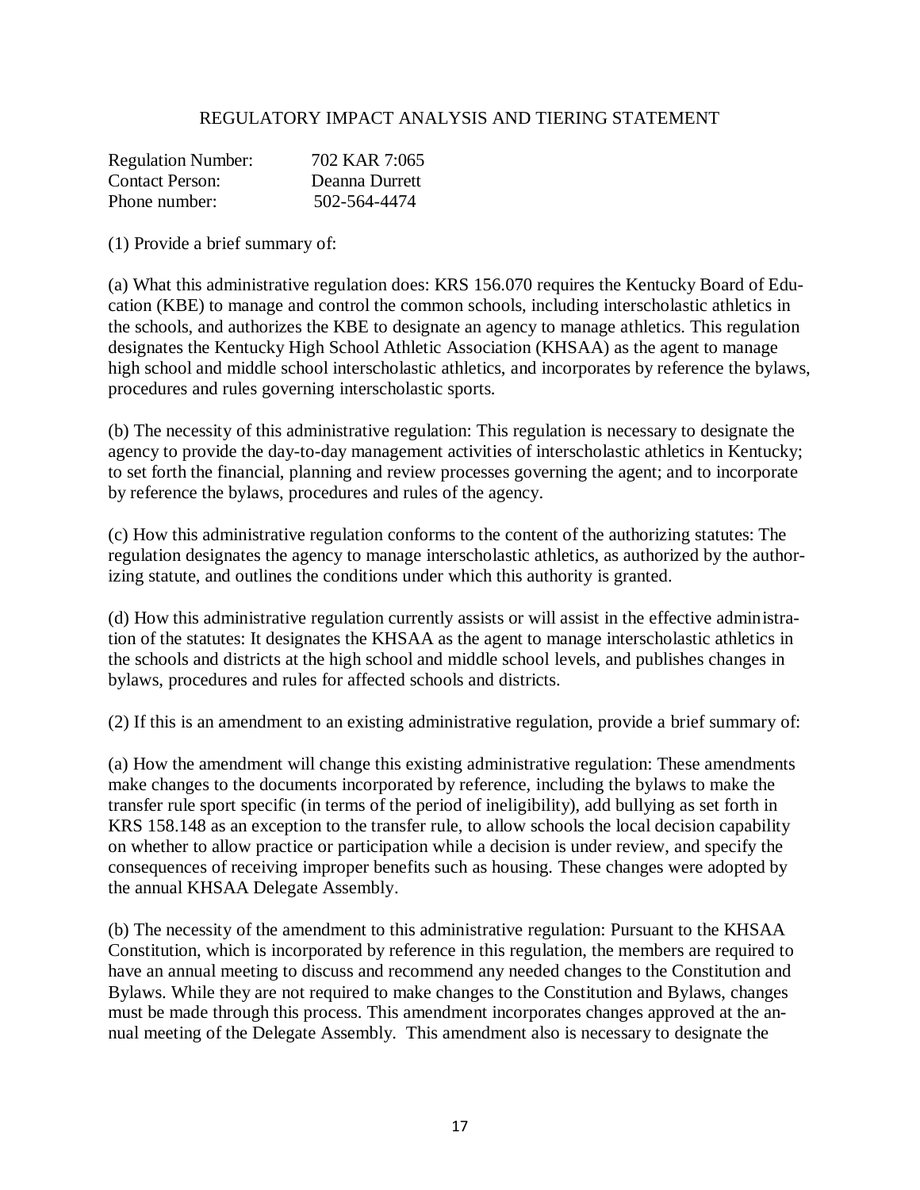REGULATORY IMPACT ANALYSIS AND TIERING STATEMENT

| | |
|---|---|
| Regulation Number: | 702 KAR 7:065 |
| Contact Person: | Deanna Durrett |
| Phone number: | 502-564-4474 |

(1) Provide a brief summary of:

(a) What this administrative regulation does: KRS 156.070 requires the Kentucky Board of Education (KBE) to manage and control the common schools, including interscholastic athletics in the schools, and authorizes the KBE to designate an agency to manage athletics. This regulation designates the Kentucky High School Athletic Association (KHSAA) as the agent to manage high school and middle school interscholastic athletics, and incorporates by reference the bylaws, procedures and rules governing interscholastic sports.

(b) The necessity of this administrative regulation: This regulation is necessary to designate the agency to provide the day-to-day management activities of interscholastic athletics in Kentucky; to set forth the financial, planning and review processes governing the agent; and to incorporate by reference the bylaws, procedures and rules of the agency.

(c) How this administrative regulation conforms to the content of the authorizing statutes: The regulation designates the agency to manage interscholastic athletics, as authorized by the authorizing statute, and outlines the conditions under which this authority is granted.

(d) How this administrative regulation currently assists or will assist in the effective administration of the statutes: It designates the KHSAA as the agent to manage interscholastic athletics in the schools and districts at the high school and middle school levels, and publishes changes in bylaws, procedures and rules for affected schools and districts.

(2) If this is an amendment to an existing administrative regulation, provide a brief summary of:

(a) How the amendment will change this existing administrative regulation: These amendments make changes to the documents incorporated by reference, including the bylaws to make the transfer rule sport specific (in terms of the period of ineligibility), add bullying as set forth in KRS 158.148 as an exception to the transfer rule, to allow schools the local decision capability on whether to allow practice or participation while a decision is under review, and specify the consequences of receiving improper benefits such as housing. These changes were adopted by the annual KHSAA Delegate Assembly.

(b) The necessity of the amendment to this administrative regulation: Pursuant to the KHSAA Constitution, which is incorporated by reference in this regulation, the members are required to have an annual meeting to discuss and recommend any needed changes to the Constitution and Bylaws. While they are not required to make changes to the Constitution and Bylaws, changes must be made through this process. This amendment incorporates changes approved at the annual meeting of the Delegate Assembly. This amendment also is necessary to designate the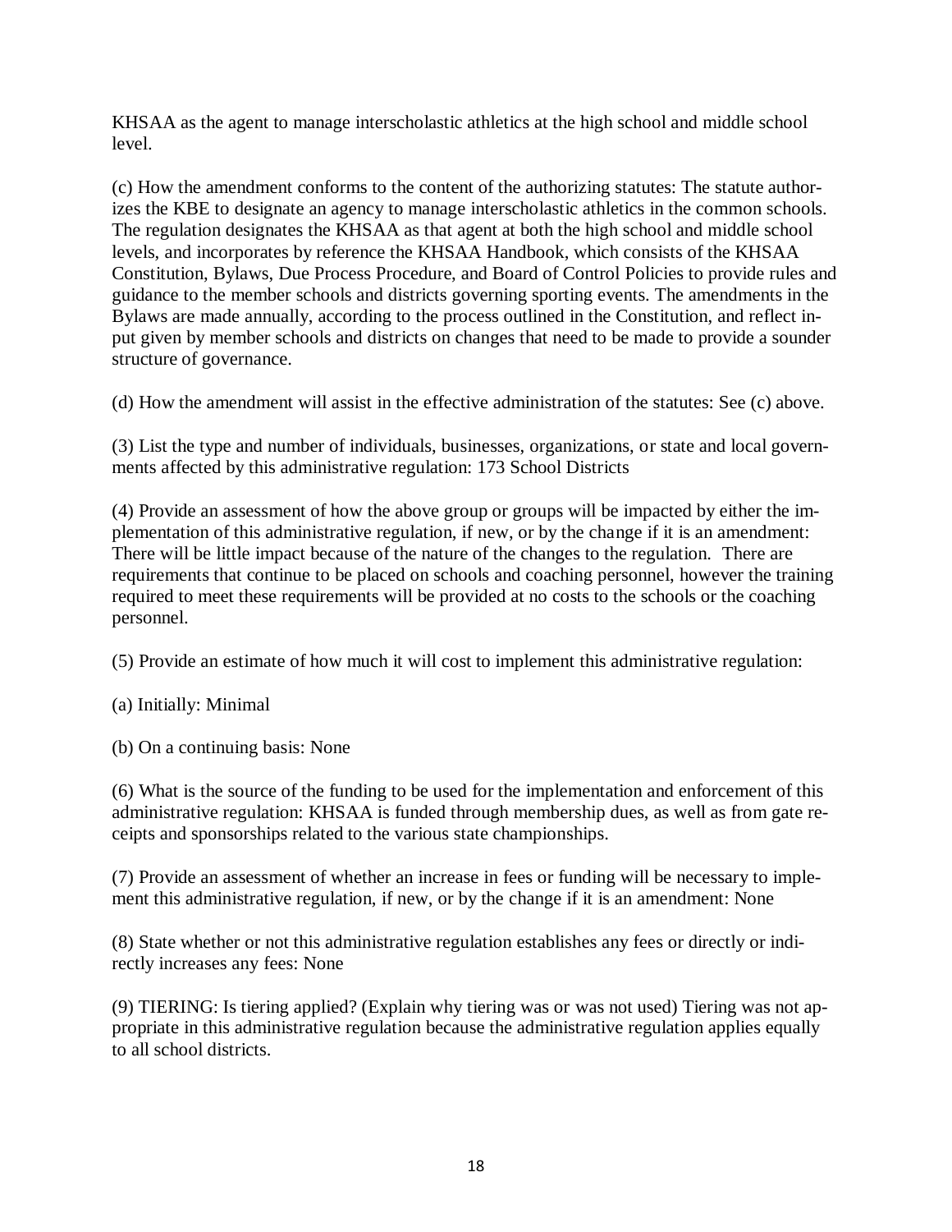KHSAA as the agent to manage interscholastic athletics at the high school and middle school level.

(c) How the amendment conforms to the content of the authorizing statutes: The statute authorizes the KBE to designate an agency to manage interscholastic athletics in the common schools. The regulation designates the KHSAA as that agent at both the high school and middle school levels, and incorporates by reference the KHSAA Handbook, which consists of the KHSAA Constitution, Bylaws, Due Process Procedure, and Board of Control Policies to provide rules and guidance to the member schools and districts governing sporting events. The amendments in the Bylaws are made annually, according to the process outlined in the Constitution, and reflect input given by member schools and districts on changes that need to be made to provide a sounder structure of governance.

(d) How the amendment will assist in the effective administration of the statutes: See (c) above.

(3) List the type and number of individuals, businesses, organizations, or state and local governments affected by this administrative regulation: 173 School Districts

(4) Provide an assessment of how the above group or groups will be impacted by either the implementation of this administrative regulation, if new, or by the change if it is an amendment: There will be little impact because of the nature of the changes to the regulation. There are requirements that continue to be placed on schools and coaching personnel, however the training required to meet these requirements will be provided at no costs to the schools or the coaching personnel.

(5) Provide an estimate of how much it will cost to implement this administrative regulation:

(a) Initially: Minimal

(b) On a continuing basis: None

(6) What is the source of the funding to be used for the implementation and enforcement of this administrative regulation: KHSAA is funded through membership dues, as well as from gate receipts and sponsorships related to the various state championships.

(7) Provide an assessment of whether an increase in fees or funding will be necessary to implement this administrative regulation, if new, or by the change if it is an amendment: None

(8) State whether or not this administrative regulation establishes any fees or directly or indirectly increases any fees: None

(9) TIERING: Is tiering applied? (Explain why tiering was or was not used) Tiering was not appropriate in this administrative regulation because the administrative regulation applies equally to all school districts.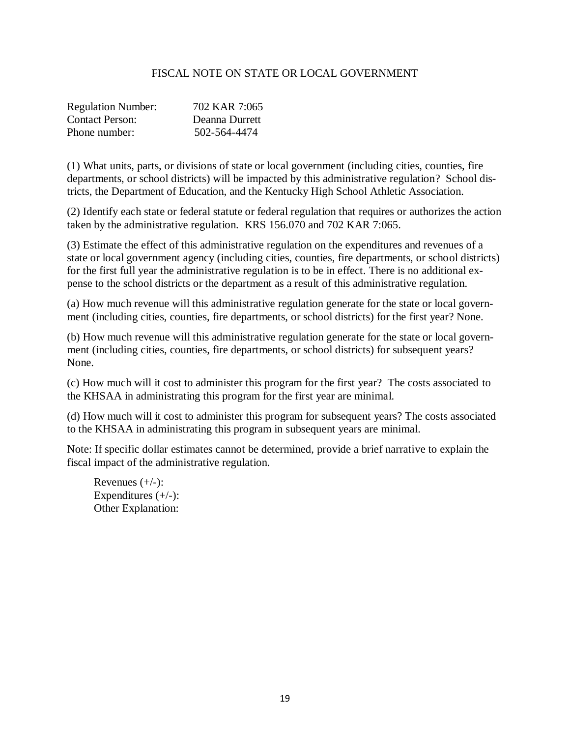# FISCAL NOTE ON STATE OR LOCAL GOVERNMENT

| | |
|---|---|
| Regulation Number: | 702 KAR 7:065 |
| Contact Person: | Deanna Durrett |
| Phone number: | 502-564-4474 |

(1) What units, parts, or divisions of state or local government (including cities, counties, fire departments, or school districts) will be impacted by this administrative regulation? School districts, the Department of Education, and the Kentucky High School Athletic Association.

(2) Identify each state or federal statute or federal regulation that requires or authorizes the action taken by the administrative regulation. KRS 156.070 and 702 KAR 7:065.

(3) Estimate the effect of this administrative regulation on the expenditures and revenues of a state or local government agency (including cities, counties, fire departments, or school districts) for the first full year the administrative regulation is to be in effect. There is no additional expense to the school districts or the department as a result of this administrative regulation.

(a) How much revenue will this administrative regulation generate for the state or local government (including cities, counties, fire departments, or school districts) for the first year? None.

(b) How much revenue will this administrative regulation generate for the state or local government (including cities, counties, fire departments, or school districts) for subsequent years? None.

(c) How much will it cost to administer this program for the first year? The costs associated to the KHSAA in administrating this program for the first year are minimal.

(d) How much will it cost to administer this program for subsequent years? The costs associated to the KHSAA in administrating this program in subsequent years are minimal.

Note: If specific dollar estimates cannot be determined, provide a brief narrative to explain the fiscal impact of the administrative regulation.

Revenues (+/-):
Expenditures (+/-):
Other Explanation: